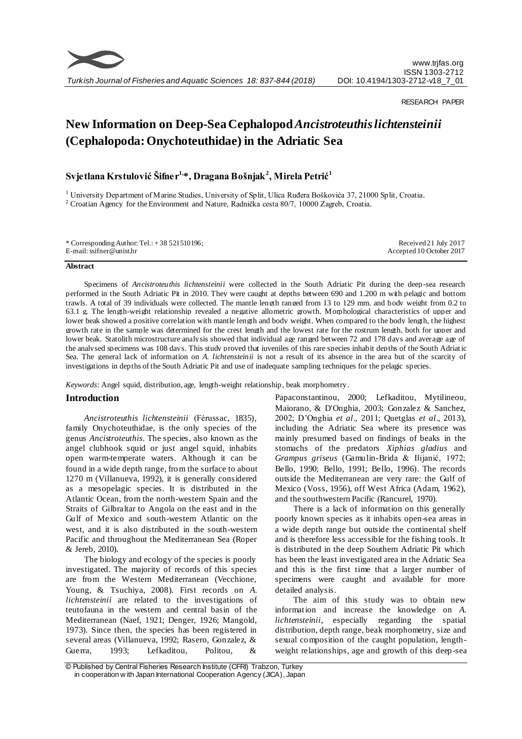RESEARCH PAPER

# New Information on Deep-Sea Cephalopod *Ancistroteuthis lichtensteinii* (Cephalopoda: Onychoteuthidae) in the Adriatic Sea

**Svjetlana Krstulović Šifner[1,*], Dragana Bošnjak[2], Mirela Petrić[1]**

[1] University Department of Marine Studies, University of Split, Ulica Ruđera Boškovića 37, 21000 Split, Croatia.
[2] Croatian Agency for the Environment and Nature, Radnička cesta 80/7, 10000 Zagreb, Croatia.

\* Corresponding Author: Tel.: + 38 521510196;
E-mail: ssifner@unist.hr

Received 21 July 2017
Accepted 10 October 2017

## Abstract

Specimens of *Ancistroteuthis lichtensteinii* were collected in the South Adriatic Pit during the deep-sea research performed in the South Adriatic Pit in 2010. They were caught at depths between 690 and 1.200 m with pelagic and bottom trawls. A total of 39 individuals were collected. The mantle length ranged from 13 to 129 mm. and body weight from 0.2 to 63.1 g. The length-weight relationship revealed a negative allometric growth. Morphological characteristics of upper and lower beak showed a positive correlation with mantle length and body weight. When compared to the body length, the highest growth rate in the sample was determined for the crest length and the lowest rate for the rostrum length, both for upper and lower beak. Statolith microstructure analysis showed that individual age ranged between 72 and 178 days and average age of the analysed specimens was 108 days. This study proved that juveniles of this rare species inhabit depths of the South Adriatic Sea. The general lack of information on *A. lichtensteinii* is not a result of its absence in the area but of the scarcity of investigations in depths of the South Adriatic Pit and use of inadequate sampling techniques for the pelagic species.

*Keywords*: Angel squid, distribution, age, length-weight relationship, beak morphometry.

## Introduction

*Ancistroteuthis lichtensteinii* (Férussac, 1835), family Onychoteuthidae, is the only species of the genus *Ancistroteuthis*. The species, also known as the angel clubhook squid or just angel squid, inhabits open warm-temperate waters. Although it can be found in a wide depth range, from the surface to about 1270 m (Villanueva, 1992), it is generally considered as a mesopelagic species. It is distributed in the Atlantic Ocean, from the north-western Spain and the Straits of Gilbraltar to Angola on the east and in the Gulf of Mexico and south-western Atlantic on the west, and it is also distributed in the south-western Pacific and throughout the Mediterranean Sea (Roper & Jereb, 2010).

The biology and ecology of the species is poorly investigated. The majority of records of this species are from the Western Mediterranean (Vecchione, Young, & Tsuchiya, 2008). First records on *A. lichtensteinii* are related to the investigations of teutofauna in the western and central basin of the Mediterranean (Naef, 1921; Denger, 1926; Mangold, 1973). Since then, the species has been registered in several areas (Villanueva, 1992; Rasero, Gonzalez, & Guerra, 1993; Lefkaditou, Politou, & Papaconstantinou, 2000; Lefkaditou, Mytilineou, Maiorano, & D'Onghia, 2003; Gonzalez & Sanchez, 2002; D'Onghia *et al*., 2011; Quetglas *et al*., 2013), including the Adriatic Sea where its presence was mainly presumed based on findings of beaks in the stomachs of the predators *Xiphias gladius* and *Grampus griseus* (Gamulin-Brida & Ilijanić, 1972; Bello, 1990; Bello, 1991; Bello, 1996). The records outside the Mediterranean are very rare: the Gulf of Mexico (Voss, 1956), off West Africa (Adam, 1962), and the southwestern Pacific (Rancurel, 1970).

There is a lack of information on this generally poorly known species as it inhabits open-sea areas in a wide depth range but outside the continental shelf and is therefore less accessible for the fishing tools. It is distributed in the deep Southern Adriatic Pit which has been the least investigated area in the Adriatic Sea and this is the first time that a larger number of specimens were caught and available for more detailed analysis.

The aim of this study was to obtain new information and increase the knowledge on *A. lichtensteinii*, especially regarding the spatial distribution, depth range, beak morphometry, size and sexual composition of the caught population, length-weight relationships, age and growth of this deep-sea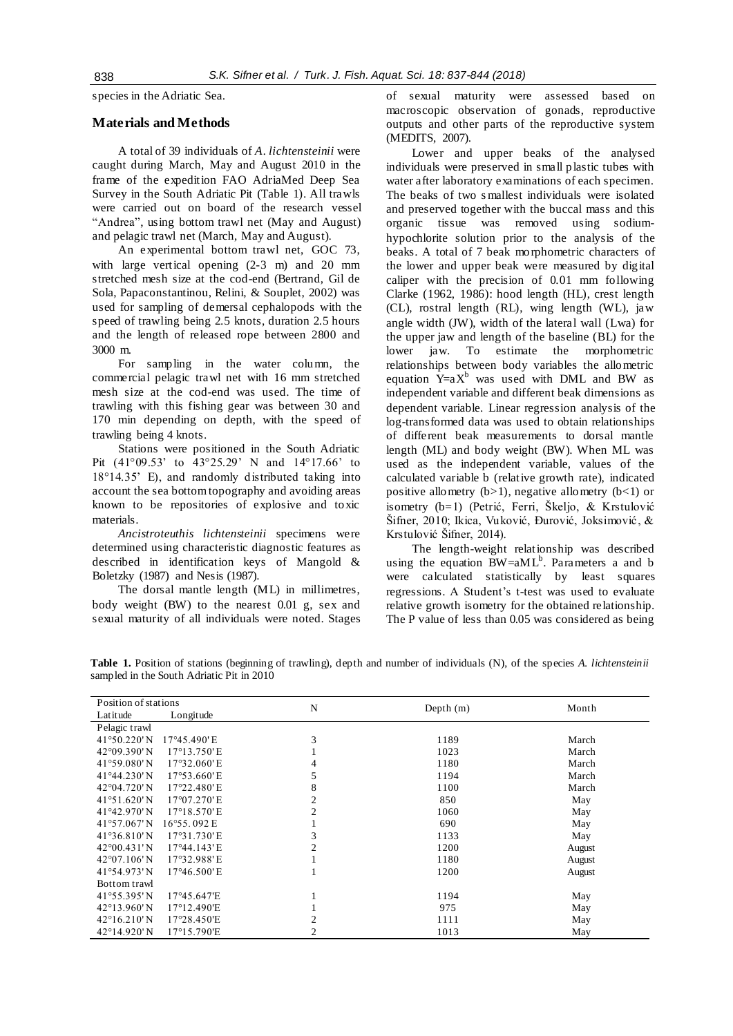species in the Adriatic Sea.

## Materials and Methods

A total of 39 individuals of *A. lichtensteinii* were caught during March, May and August 2010 in the frame of the expedition FAO AdriaMed Deep Sea Survey in the South Adriatic Pit (Table 1). All trawls were carried out on board of the research vessel "Andrea", using bottom trawl net (May and August) and pelagic trawl net (March, May and August).

An experimental bottom trawl net, GOC 73, with large vertical opening (2-3 m) and 20 mm stretched mesh size at the cod-end (Bertrand, Gil de Sola, Papaconstantinou, Relini, & Souplet, 2002) was used for sampling of demersal cephalopods with the speed of trawling being 2.5 knots, duration 2.5 hours and the length of released rope between 2800 and 3000 m.

For sampling in the water column, the commercial pelagic trawl net with 16 mm stretched mesh size at the cod-end was used. The time of trawling with this fishing gear was between 30 and 170 min depending on depth, with the speed of trawling being 4 knots.

Stations were positioned in the South Adriatic Pit (41°09.53' to 43°25.29' N and 14°17.66' to 18°14.35' E), and randomly distributed taking into account the sea bottom topography and avoiding areas known to be repositories of explosive and toxic materials.

*Ancistroteuthis lichtensteinii* specimens were determined using characteristic diagnostic features as described in identification keys of Mangold & Boletzky (1987) and Nesis (1987).

The dorsal mantle length (ML) in millimetres, body weight (BW) to the nearest 0.01 g, sex and sexual maturity of all individuals were noted. Stages of sexual maturity were assessed based on macroscopic observation of gonads, reproductive outputs and other parts of the reproductive system (MEDITS, 2007).

Lower and upper beaks of the analysed individuals were preserved in small plastic tubes with water after laboratory examinations of each specimen. The beaks of two smallest individuals were isolated and preserved together with the buccal mass and this organic tissue was removed using sodium-hypochlorite solution prior to the analysis of the beaks. A total of 7 beak morphometric characters of the lower and upper beak were measured by digital caliper with the precision of 0.01 mm following Clarke (1962, 1986): hood length (HL), crest length (CL), rostral length (RL), wing length (WL), jaw angle width (JW), width of the lateral wall (Lwa) for the upper jaw and length of the baseline (BL) for the lower jaw. To estimate the morphometric relationships between body variables the allometric equation $Y=aX^b$ was used with DML and BW as independent variable and different beak dimensions as dependent variable. Linear regression analysis of the log-transformed data was used to obtain relationships of different beak measurements to dorsal mantle length (ML) and body weight (BW). When ML was used as the independent variable, values of the calculated variable b (relative growth rate), indicated positive allometry ($b>1$), negative allometry ($b<1$) or isometry ($b=1$) (Petrić, Ferri, Škeljo, & Krstulović Šifner, 2010; Ikica, Vuković, Đurović, Joksimović, & Krstulović Šifner, 2014).

The length-weight relationship was described using the equation $BW=aML^b$. Parameters a and b were calculated statistically by least squares regressions. A Student's t-test was used to evaluate relative growth isometry for the obtained relationship. The P value of less than 0.05 was considered as being

**Table 1.** Position of stations (beginning of trawling), depth and number of individuals (N), of the species *A. lichtensteinii* sampled in the South Adriatic Pit in 2010

| Position of stations | | N | Depth (m) | Month |
|---|---|---|---|---|
| Latitude | Longitude | | | |
| Pelagic trawl | | | | |
| 41°50.220'N | 17°45.490'E | 3 | 1189 | March |
| 42°09.390'N | 17°13.750'E | 1 | 1023 | March |
| 41°59.080'N | 17°32.060'E | 4 | 1180 | March |
| 41°44.230'N | 17°53.660'E | 5 | 1194 | March |
| 42°04.720'N | 17°22.480'E | 8 | 1100 | March |
| 41°51.620'N | 17°07.270'E | 2 | 850 | May |
| 41°42.970'N | 17°18.570'E | 2 | 1060 | May |
| 41°57.067'N | 16°55.092 E | 1 | 690 | May |
| 41°36.810'N | 17°31.730'E | 3 | 1133 | May |
| 42°00.431'N | 17°44.143'E | 2 | 1200 | August |
| 42°07.106'N | 17°32.988'E | 1 | 1180 | August |
| 41°54.973'N | 17°46.500'E | 1 | 1200 | August |
| Bottom trawl | | | | |
| 41°55.395'N | 17°45.647'E | 1 | 1194 | May |
| 42°13.960'N | 17°12.490'E | 1 | 975 | May |
| 42°16.210'N | 17°28.450'E | 2 | 1111 | May |
| 42°14.920'N | 17°15.790'E | 2 | 1013 | May |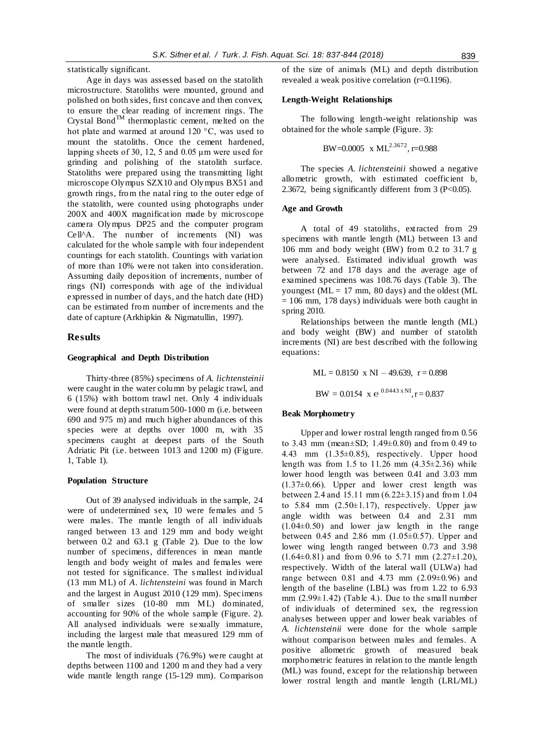statistically significant.

Age in days was assessed based on the statolith microstructure. Statoliths were mounted, ground and polished on both sides, first concave and then convex, to ensure the clear reading of increment rings. The Crystal Bond™ thermoplastic cement, melted on the hot plate and warmed at around 120 °C, was used to mount the statoliths. Once the cement hardened, lapping sheets of 30, 12, 5 and 0.05 µm were used for grinding and polishing of the statolith surface. Statoliths were prepared using the transmitting light microscope Olympus SZX10 and Olympus BX51 and growth rings, from the natal ring to the outer edge of the statolith, were counted using photographs under 200X and 400X magnification made by microscope camera Olympus DP25 and the computer program Cell^A. The number of increments (NI) was calculated for the whole sample with four independent countings for each statolith. Countings with variation of more than 10% were not taken into consideration. Assuming daily deposition of increments, number of rings (NI) corresponds with age of the individual expressed in number of days, and the hatch date (HD) can be estimated from number of increments and the date of capture (Arkhipkin & Nigmatullin, 1997).

## Results

### Geographical and Depth Distribution

Thirty-three (85%) specimens of *A. lichtensteinii* were caught in the water column by pelagic trawl, and 6 (15%) with bottom trawl net. Only 4 individuals were found at depth stratum 500-1000 m (i.e. between 690 and 975 m) and much higher abundances of this species were at depths over 1000 m, with 35 specimens caught at deepest parts of the South Adriatic Pit (i.e. between 1013 and 1200 m) (Figure. 1, Table 1).

### Population Structure

Out of 39 analysed individuals in the sample, 24 were of undetermined sex, 10 were females and 5 were males. The mantle length of all individuals ranged between 13 and 129 mm and body weight between 0.2 and 63.1 g (Table 2). Due to the low number of specimens, differences in mean mantle length and body weight of males and females were not tested for significance. The smallest individual (13 mm ML) of *A. lichtensteinii* was found in March and the largest in August 2010 (129 mm). Specimens of smaller sizes (10-80 mm ML) dominated, accounting for 90% of the whole sample (Figure. 2). All analysed individuals were sexually immature, including the largest male that measured 129 mm of the mantle length.

The most of individuals (76.9%) were caught at depths between 1100 and 1200 m and they had a very wide mantle length range (15-129 mm). Comparison of the size of animals (ML) and depth distribution revealed a weak positive correlation (r=0.1196).

### Length-Weight Relationships

The following length-weight relationship was obtained for the whole sample (Figure. 3):

$$BW = 0.0005 \times ML^{2.3672}, r = 0.988$$

The species *A. lichtensteinii* showed a negative allometric growth, with estimated coefficient b, 2.3672, being significantly different from 3 ($P<0.05$).

### Age and Growth

A total of 49 statoliths, extracted from 29 specimens with mantle length (ML) between 13 and 106 mm and body weight (BW) from 0.2 to 31.7 g were analysed. Estimated individual growth was between 72 and 178 days and the average age of examined specimens was 108.76 days (Table 3). The youngest (ML = 17 mm, 80 days) and the oldest (ML = 106 mm, 178 days) individuals were both caught in spring 2010.

Relationships between the mantle length (ML) and body weight (BW) and number of statolith increments (NI) are best described with the following equations:

$$ML = 0.8150 \times NI - 49.639, \ r = 0.898$$

$$BW = 0.0154 \times e^{0.0443 \times NI}, r = 0.837$$

### Beak Morphometry

Upper and lower rostral length ranged from 0.56 to 3.43 mm (mean±SD; 1.49±0.80) and from 0.49 to 4.43 mm (1.35±0.85), respectively. Upper hood length was from 1.5 to 11.26 mm (4.35±2.36) while lower hood length was between 0.41 and 3.03 mm (1.37±0.66). Upper and lower crest length was between 2.4 and 15.11 mm (6.22±3.15) and from 1.04 to 5.84 mm (2.50±1.17), respectively. Upper jaw angle width was between 0.4 and 2.31 mm (1.04±0.50) and lower jaw length in the range between 0.45 and 2.86 mm (1.05±0.57). Upper and lower wing length ranged between 0.73 and 3.98 (1.64±0.81) and from 0.96 to 5.71 mm (2.27±1.20), respectively. Width of the lateral wall (ULWa) had range between 0.81 and 4.73 mm (2.09±0.96) and length of the baseline (LBL) was from 1.22 to 6.93 mm (2.99±1.42) (Table 4.). Due to the small number of individuals of determined sex, the regression analyses between upper and lower beak variables of *A. lichtensteinii* were done for the whole sample without comparison between males and females. A positive allometric growth of measured beak morphometric features in relation to the mantle length (ML) was found, except for the relationship between lower rostral length and mantle length (LRL/ML)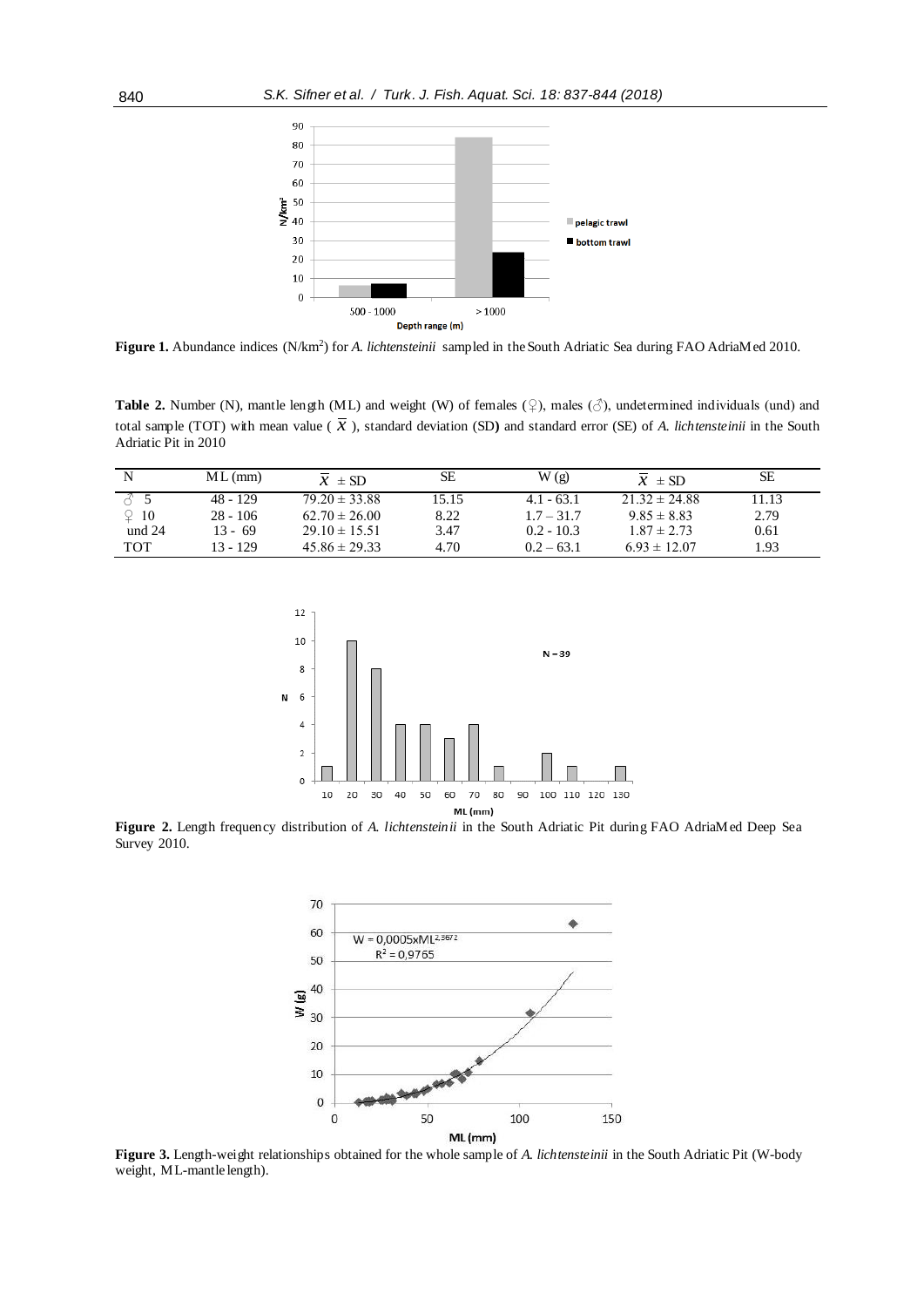**Figure 1.** Abundance indices (N/km[2]) for *A. lichtensteinii* sampled in the South Adriatic Sea during FAO AdriaMed 2010.

**Table 2.** Number (N), mantle length (ML) and weight (W) of females (♀), males (♂), undetermined individuals (und) and total sample (TOT) with mean value ( $\overline{X}$ ), standard deviation (SD**)** and standard error (SE) of *A. lichtensteinii* in the South Adriatic Pit in 2010

| N | ML (mm) | $\overline{X}$ ± SD | SE | W (g) | $\overline{X}$ ± SD | SE |
|---|---|---|---|---|---|---|
| ♂ 5 | 48 - 129 | 79.20 ± 33.88 | 15.15 | 4.1 - 63.1 | 21.32 ± 24.88 | 11.13 |
| ♀ 10 | 28 - 106 | 62.70 ± 26.00 | 8.22 | 1.7 – 31.7 | 9.85 ± 8.83 | 2.79 |
| und 24 | 13 - 69 | 29.10 ± 15.51 | 3.47 | 0.2 - 10.3 | 1.87 ± 2.73 | 0.61 |
| TOT | 13 - 129 | 45.86 ± 29.33 | 4.70 | 0.2 – 63.1 | 6.93 ± 12.07 | 1.93 |

**Figure 2.** Length frequency distribution of *A. lichtensteinii* in the South Adriatic Pit during FAO AdriaMed Deep Sea Survey 2010.

**Figure 3.** Length-weight relationships obtained for the whole sample of *A. lichtensteinii* in the South Adriatic Pit (W-body weight, ML-mantle length).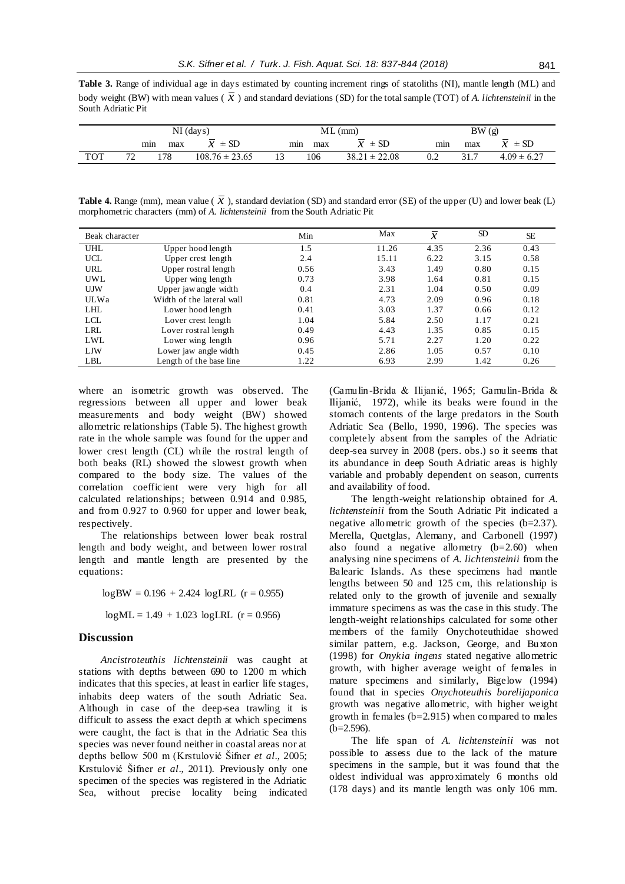**Table 3.** Range of individual age in days estimated by counting increment rings of statoliths (NI), mantle length (ML) and body weight (BW) with mean values ( $\bar{X}$ ) and standard deviations (SD) for the total sample (TOT) of *A. lichtensteinii* in the South Adriatic Pit

| | NI (days) | | | ML (mm) | | | BW (g) | | |
|---|---|---|---|---|---|---|---|---|---|
| | min | max | $\bar{X}$ ± SD | min | max | $\bar{X}$ ± SD | min | max | $\bar{X}$ ± SD |
| TOT | 72 | 178 | 108.76 ± 23.65 | 13 | 106 | 38.21 ± 22.08 | 0.2 | 31.7 | 4.09 ± 6.27 |

**Table 4.** Range (mm), mean value ( $\bar{X}$ ), standard deviation (SD) and standard error (SE) of the upper (U) and lower beak (L) morphometric characters (mm) of *A. lichtensteinii* from the South Adriatic Pit

| Beak character | | Min | Max | $\bar{X}$ | SD | SE |
|---|---|---|---|---|---|---|
| UHL | Upper hood length | 1.5 | 11.26 | 4.35 | 2.36 | 0.43 |
| UCL | Upper crest length | 2.4 | 15.11 | 6.22 | 3.15 | 0.58 |
| URL | Upper rostral length | 0.56 | 3.43 | 1.49 | 0.80 | 0.15 |
| UWL | Upper wing length | 0.73 | 3.98 | 1.64 | 0.81 | 0.15 |
| UJW | Upper jaw angle width | 0.4 | 2.31 | 1.04 | 0.50 | 0.09 |
| ULWa | Width of the lateral wall | 0.81 | 4.73 | 2.09 | 0.96 | 0.18 |
| LHL | Lower hood length | 0.41 | 3.03 | 1.37 | 0.66 | 0.12 |
| LCL | Lover crest length | 1.04 | 5.84 | 2.50 | 1.17 | 0.21 |
| LRL | Lover rostral length | 0.49 | 4.43 | 1.35 | 0.85 | 0.15 |
| LWL | Lower wing length | 0.96 | 5.71 | 2.27 | 1.20 | 0.22 |
| LJW | Lower jaw angle width | 0.45 | 2.86 | 1.05 | 0.57 | 0.10 |
| LBL | Length of the base line | 1.22 | 6.93 | 2.99 | 1.42 | 0.26 |

where an isometric growth was observed. The regressions between all upper and lower beak measurements and body weight (BW) showed allometric relationships (Table 5). The highest growth rate in the whole sample was found for the upper and lower crest length (CL) while the rostral length of both beaks (RL) showed the slowest growth when compared to the body size. The values of the correlation coefficient were very high for all calculated relationships; between 0.914 and 0.985, and from 0.927 to 0.960 for upper and lower beak, respectively.

The relationships between lower beak rostral length and body weight, and between lower rostral length and mantle length are presented by the equations:

$$\log BW = 0.196 + 2.424 \log LRL \ (r = 0.955)$$

$$\log ML = 1.49 + 1.023 \log LRL \ (r = 0.956)$$

## Discussion

*Ancistroteuthis lichtensteinii* was caught at stations with depths between 690 to 1200 m which indicates that this species, at least in earlier life stages, inhabits deep waters of the south Adriatic Sea. Although in case of the deep-sea trawling it is difficult to assess the exact depth at which specimens were caught, the fact is that in the Adriatic Sea this species was never found neither in coastal areas nor at depths bellow 500 m (Krstulović Šifner *et al*., 2005; Krstulović Šifner *et al*., 2011). Previously only one specimen of the species was registered in the Adriatic Sea, without precise locality being indicated (Gamulin-Brida & Ilijanić, 1965; Gamulin-Brida & Ilijanić, 1972), while its beaks were found in the stomach contents of the large predators in the South Adriatic Sea (Bello, 1990, 1996). The species was completely absent from the samples of the Adriatic deep-sea survey in 2008 (pers. obs.) so it seems that its abundance in deep South Adriatic areas is highly variable and probably dependent on season, currents and availability of food.

The length-weight relationship obtained for *A. lichtensteinii* from the South Adriatic Pit indicated a negative allometric growth of the species (b=2.37). Merella, Quetglas, Alemany, and Carbonell (1997) also found a negative allometry (b=2.60) when analysing nine specimens of *A. lichtensteinii* from the Balearic Islands. As these specimens had mantle lengths between 50 and 125 cm, this relationship is related only to the growth of juvenile and sexually immature specimens as was the case in this study. The length-weight relationships calculated for some other members of the family Onychoteuthidae showed similar pattern, e.g. Jackson, George, and Buxton (1998) for *Onykia ingens* stated negative allometric growth, with higher average weight of females in mature specimens and similarly, Bigelow (1994) found that in species *Onychoteuthis borelijaponica* growth was negative allometric, with higher weight growth in females (b=2.915) when compared to males (b=2.596).

The life span of *A. lichtensteinii* was not possible to assess due to the lack of the mature specimens in the sample, but it was found that the oldest individual was approximately 6 months old (178 days) and its mantle length was only 106 mm.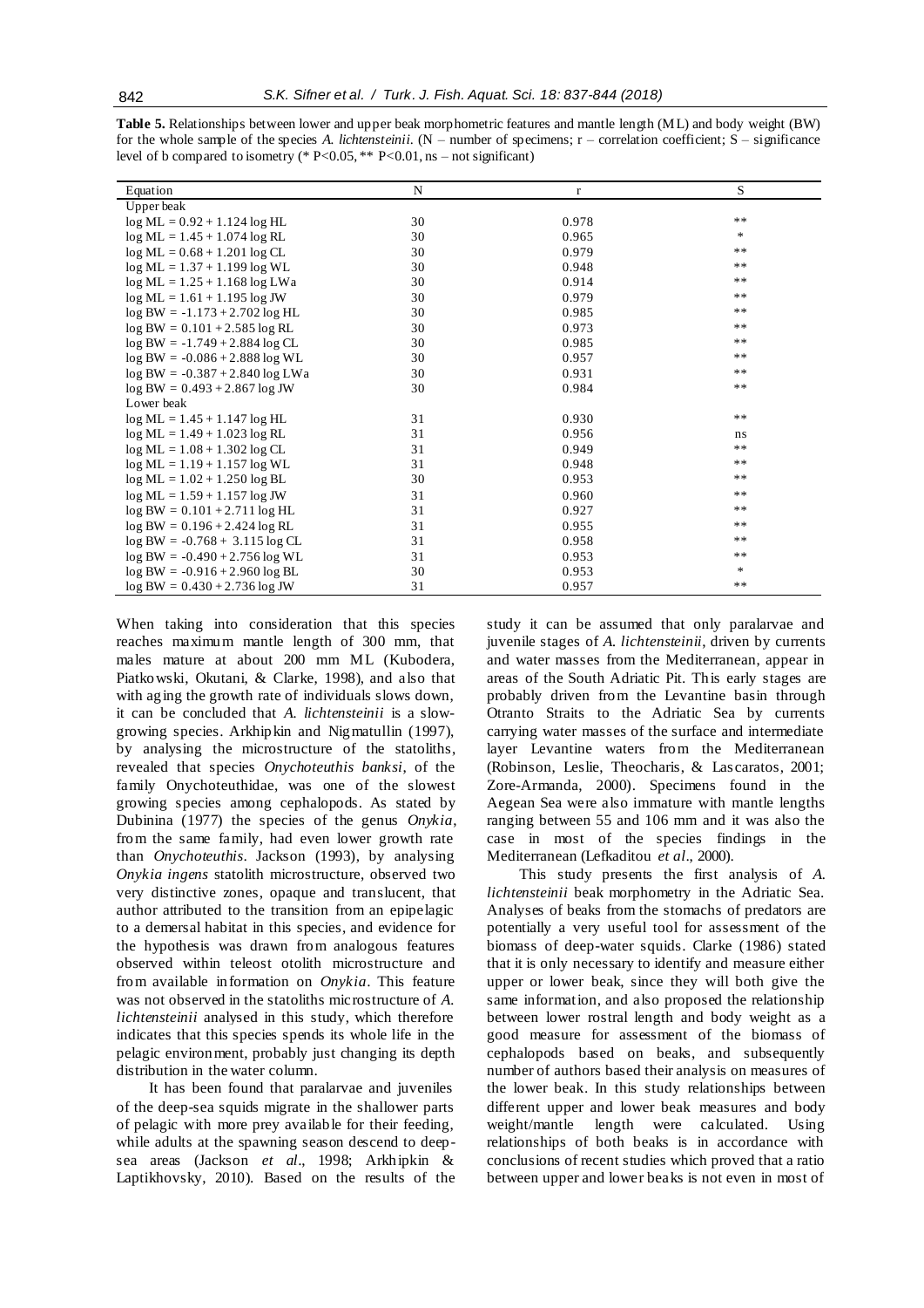**Table 5.** Relationships between lower and upper beak morphometric features and mantle length (ML) and body weight (BW) for the whole sample of the species *A. lichtensteinii*. (N – number of specimens; r – correlation coefficient; S – significance level of b compared to isometry (* P<0.05, ** P<0.01, ns – not significant)

| Equation | N | r | S |
|---|---|---|---|
| Upper beak | | | |
| $\log ML = 0.92 + 1.124 \log HL$ | 30 | 0.978 | ** |
| $\log ML = 1.45 + 1.074 \log RL$ | 30 | 0.965 | * |
| $\log ML = 0.68 + 1.201 \log CL$ | 30 | 0.979 | ** |
| $\log ML = 1.37 + 1.199 \log WL$ | 30 | 0.948 | ** |
| $\log ML = 1.25 + 1.168 \log LWa$ | 30 | 0.914 | ** |
| $\log ML = 1.61 + 1.195 \log JW$ | 30 | 0.979 | ** |
| $\log BW = -1.173 + 2.702 \log HL$ | 30 | 0.985 | ** |
| $\log BW = 0.101 + 2.585 \log RL$ | 30 | 0.973 | ** |
| $\log BW = -1.749 + 2.884 \log CL$ | 30 | 0.985 | ** |
| $\log BW = -0.086 + 2.888 \log WL$ | 30 | 0.957 | ** |
| $\log BW = -0.387 + 2.840 \log LWa$ | 30 | 0.931 | ** |
| $\log BW = 0.493 + 2.867 \log JW$ | 30 | 0.984 | ** |
| Lower beak | | | |
| $\log ML = 1.45 + 1.147 \log HL$ | 31 | 0.930 | ** |
| $\log ML = 1.49 + 1.023 \log RL$ | 31 | 0.956 | ns |
| $\log ML = 1.08 + 1.302 \log CL$ | 31 | 0.949 | ** |
| $\log ML = 1.19 + 1.157 \log WL$ | 31 | 0.948 | ** |
| $\log ML = 1.02 + 1.250 \log BL$ | 30 | 0.953 | ** |
| $\log ML = 1.59 + 1.157 \log JW$ | 31 | 0.960 | ** |
| $\log BW = 0.101 + 2.711 \log HL$ | 31 | 0.927 | ** |
| $\log BW = 0.196 + 2.424 \log RL$ | 31 | 0.955 | ** |
| $\log BW = -0.768 + 3.115 \log CL$ | 31 | 0.958 | ** |
| $\log BW = -0.490 + 2.756 \log WL$ | 31 | 0.953 | ** |
| $\log BW = -0.916 + 2.960 \log BL$ | 30 | 0.953 | * |
| $\log BW = 0.430 + 2.736 \log JW$ | 31 | 0.957 | ** |

When taking into consideration that this species reaches maximum mantle length of 300 mm, that males mature at about 200 mm ML (Kubodera, Piatkowski, Okutani, & Clarke, 1998), and also that with aging the growth rate of individuals slows down, it can be concluded that *A. lichtensteinii* is a slow-growing species. Arkhipkin and Nigmatullin (1997), by analysing the microstructure of the statoliths, revealed that species *Onychoteuthis banksi*, of the family Onychoteuthidae, was one of the slowest growing species among cephalopods. As stated by Dubinina (1977) the species of the genus *Onykia*, from the same family, had even lower growth rate than *Onychoteuthis*. Jackson (1993), by analysing *Onykia ingens* statolith microstructure, observed two very distinctive zones, opaque and translucent, that author attributed to the transition from an epipelagic to a demersal habitat in this species, and evidence for the hypothesis was drawn from analogous features observed within teleost otolith microstructure and from available information on *Onykia*. This feature was not observed in the statoliths microstructure of *A. lichtensteinii* analysed in this study, which therefore indicates that this species spends its whole life in the pelagic environment, probably just changing its depth distribution in the water column.

It has been found that paralarvae and juveniles of the deep-sea squids migrate in the shallower parts of pelagic with more prey available for their feeding, while adults at the spawning season descend to deep-sea areas (Jackson *et al*., 1998; Arkhipkin & Laptikhovsky, 2010). Based on the results of the study it can be assumed that only paralarvae and juvenile stages of *A. lichtensteinii*, driven by currents and water masses from the Mediterranean, appear in areas of the South Adriatic Pit. This early stages are probably driven from the Levantine basin through Otranto Straits to the Adriatic Sea by currents carrying water masses of the surface and intermediate layer Levantine waters from the Mediterranean (Robinson, Leslie, Theocharis, & Lascaratos, 2001; Zore-Armanda, 2000). Specimens found in the Aegean Sea were also immature with mantle lengths ranging between 55 and 106 mm and it was also the case in most of the species findings in the Mediterranean (Lefkaditou *et al*., 2000).

This study presents the first analysis of *A. lichtensteinii* beak morphometry in the Adriatic Sea. Analyses of beaks from the stomachs of predators are potentially a very useful tool for assessment of the biomass of deep-water squids. Clarke (1986) stated that it is only necessary to identify and measure either upper or lower beak, since they will both give the same information, and also proposed the relationship between lower rostral length and body weight as a good measure for assessment of the biomass of cephalopods based on beaks, and subsequently number of authors based their analysis on measures of the lower beak. In this study relationships between different upper and lower beak measures and body weight/mantle length were calculated. Using relationships of both beaks is in accordance with conclusions of recent studies which proved that a ratio between upper and lower beaks is not even in most of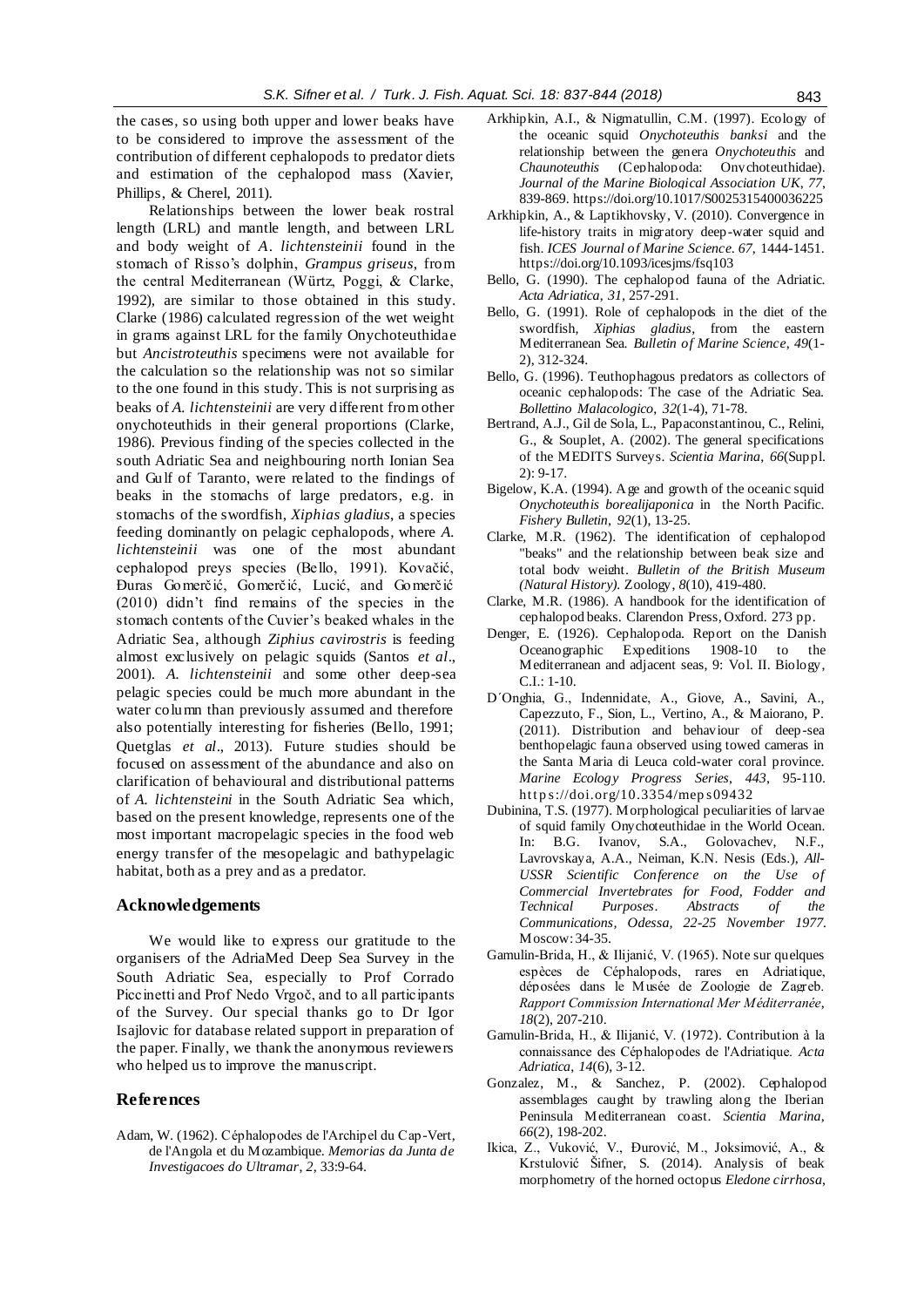the cases, so using both upper and lower beaks have to be considered to improve the assessment of the contribution of different cephalopods to predator diets and estimation of the cephalopod mass (Xavier, Phillips, & Cherel, 2011).

Relationships between the lower beak rostral length (LRL) and mantle length, and between LRL and body weight of *A. lichtensteinii* found in the stomach of Risso's dolphin, *Grampus griseus*, from the central Mediterranean (Würtz, Poggi, & Clarke, 1992), are similar to those obtained in this study. Clarke (1986) calculated regression of the wet weight in grams against LRL for the family Onychoteuthidae but *Ancistroteuthis* specimens were not available for the calculation so the relationship was not so similar to the one found in this study. This is not surprising as beaks of *A. lichtensteinii* are very different from other onychoteuthids in their general proportions (Clarke, 1986). Previous finding of the species collected in the south Adriatic Sea and neighbouring north Ionian Sea and Gulf of Taranto, were related to the findings of beaks in the stomachs of large predators, e.g. in stomachs of the swordfish, *Xiphias gladius*, a species feeding dominantly on pelagic cephalopods, where *A. lichtensteinii* was one of the most abundant cephalopod preys species (Bello, 1991). Kovačić, Đuras Gomerčić, Gomerčić, Lucić, and Gomerčić (2010) didn't find remains of the species in the stomach contents of the Cuvier's beaked whales in the Adriatic Sea, although *Ziphius cavirostris* is feeding almost exclusively on pelagic squids (Santos *et al*., 2001). *A. lichtensteinii* and some other deep-sea pelagic species could be much more abundant in the water column than previously assumed and therefore also potentially interesting for fisheries (Bello, 1991; Quetglas *et al*., 2013). Future studies should be focused on assessment of the abundance and also on clarification of behavioural and distributional patterns of *A. lichtensteini* in the South Adriatic Sea which, based on the present knowledge, represents one of the most important macropelagic species in the food web energy transfer of the mesopelagic and bathypelagic habitat, both as a prey and as a predator.

## Acknowledgements

We would like to express our gratitude to the organisers of the AdriaMed Deep Sea Survey in the South Adriatic Sea, especially to Prof Corrado Piccinetti and Prof Nedo Vrgoč, and to all participants of the Survey. Our special thanks go to Dr Igor Isajlovic for database related support in preparation of the paper. Finally, we thank the anonymous reviewers who helped us to improve the manuscript.

## References

Adam, W. (1962). Céphalopodes de l'Archipel du Cap-Vert, de l'Angola et du Mozambique. *Memorias da Junta de Investigacoes do Ultramar*, *2*, 33:9-64.

Arkhipkin, A.I., & Nigmatullin, C.M. (1997). Ecology of the oceanic squid *Onychoteuthis banksi* and the relationship between the genera *Onychoteuthis* and *Chaunoteuthis* (Cephalopoda: Onychoteuthidae). *Journal of the Marine Biological Association UK*, *77*, 839-869. https://doi.org/10.1017/S0025315400036225

Arkhipkin, A., & Laptikhovsky, V. (2010). Convergence in life-history traits in migratory deep-water squid and fish. *ICES Journal of Marine Science*. *67*, 1444-1451. https://doi.org/10.1093/icesjms/fsq103

Bello, G. (1990). The cephalopod fauna of the Adriatic. *Acta Adriatica*, *31*, 257-291.

Bello, G. (1991). Role of cephalopods in the diet of the swordfish, *Xiphias gladius*, from the eastern Mediterranean Sea. *Bulletin of Marine Science*, *49*(1-2), 312-324.

Bello, G. (1996). Teuthophagous predators as collectors of oceanic cephalopods: The case of the Adriatic Sea. *Bollettino Malacologico*, *32*(1-4), 71-78.

Bertrand, A.J., Gil de Sola, L., Papaconstantinou, C., Relini, G., & Souplet, A. (2002). The general specifications of the MEDITS Surveys. *Scientia Marina*, *66*(Suppl. 2): 9-17.

Bigelow, K.A. (1994). Age and growth of the oceanic squid *Onychoteuthis borealijaponica* in the North Pacific. *Fishery Bulletin*, *92*(1), 13-25.

Clarke, M.R. (1962). The identification of cephalopod "beaks" and the relationship between beak size and total body weight. *Bulletin of the British Museum (Natural History).* Zoology, *8*(10), 419-480.

Clarke, M.R. (1986). A handbook for the identification of cephalopod beaks. Clarendon Press, Oxford. 273 pp.

Denger, E. (1926). Cephalopoda. Report on the Danish Oceanographic Expeditions 1908-10 to the Mediterranean and adjacent seas, 9: Vol. II. Biology, C.I.: 1-10.

D´Onghia, G., Indennidate, A., Giove, A., Savini, A., Capezzuto, F., Sion, L., Vertino, A., & Maiorano, P. (2011). Distribution and behaviour of deep-sea benthopelagic fauna observed using towed cameras in the Santa Maria di Leuca cold-water coral province. *Marine Ecology Progress Series*, *443*, 95-110. https://doi.org/10.3354/meps09432

Dubinina, T.S. (1977). Morphological peculiarities of larvae of squid family Onychoteuthidae in the World Ocean. In: B.G. Ivanov, S.A., Golovachev, N.F., Lavrovskaya, A.A., Neiman, K.N. Nesis (Eds.), *All-USSR Scientific Conference on the Use of Commercial Invertebrates for Food, Fodder and Technical Purposes. Abstracts of the Communications, Odessa, 22-25 November 1977.* Moscow: 34-35.

Gamulin-Brida, H., & Ilijanić, V. (1965). Note sur quelques espèces de Céphalopods, rares en Adriatique, déposées dans le Musée de Zoologie de Zagreb. *Rapport Commission International Mer Méditerranée*, *18*(2), 207-210.

Gamulin-Brida, H., & Ilijanić, V. (1972). Contribution à la connaissance des Céphalopodes de l'Adriatique. *Acta Adriatica*, *14*(6), 3-12.

Gonzalez, M., & Sanchez, P. (2002). Cephalopod assemblages caught by trawling along the Iberian Peninsula Mediterranean coast. *Scientia Marina*, *66*(2), 198-202.

Ikica, Z., Vuković, V., Đurović, M., Joksimović, A., & Krstulović Šifner, S. (2014). Analysis of beak morphometry of the horned octopus *Eledone cirrhosa*,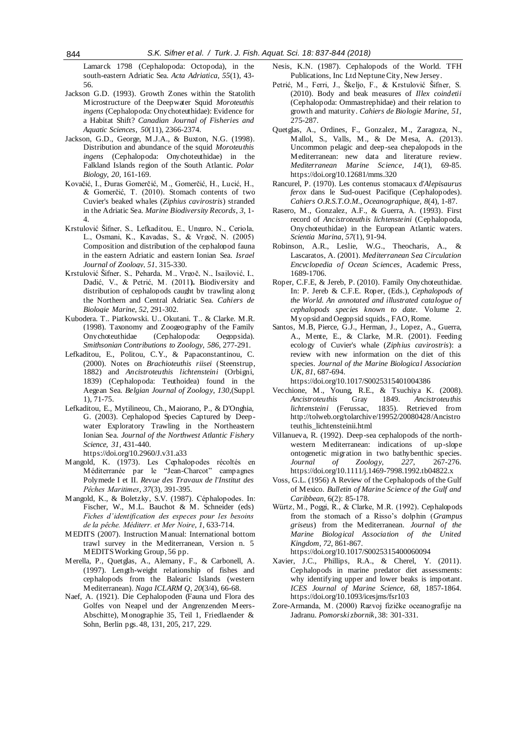Lamarck 1798 (Cephalopoda: Octopoda), in the south-eastern Adriatic Sea. *Acta Adriatica*, *55*(1), 43-56.

Jackson G.D. (1993). Growth Zones within the Statolith Microstructure of the Deepwater Squid *Moroteuthis ingens* (Cephalopoda: Onychoteuthidae): Evidence for a Habitat Shift? *Canadian Journal of Fisheries and Aquatic Sciences*, *50*(11), 2366-2374.

Jackson, G.D., George, M.J.A., & Buxton, N.G. (1998). Distribution and abundance of the squid *Moroteuthis ingens* (Cephalopoda: Onychoteuthidae) in the Falkland Islands region of the South Atlantic. *Polar Biology*, *20*, 161-169.

Kovačić, I., Đuras Gomerčić, M., Gomerčić, H., Lucić, H., & Gomerčić, T. (2010). Stomach contents of two Cuvier's beaked whales (*Ziphius cavirostris*) stranded in the Adriatic Sea. *Marine Biodiversity Records*, *3*, 1-4.

Krstulović Šifner, S., Lefkaditou, E., Ungaro, N., Ceriola, L., Osmani, K., Kavadas, S., & Vrgoč, N. (2005) Composition and distribution of the cephalopod fauna in the eastern Adriatic and eastern Ionian Sea. *Israel Journal of Zoology*, *51*, 315-330.

Krstulović Šifner, S., Peharda, M., Vrgoč, N., Isajlović, I., Dadić, V., & Petrić, M. (2011**).** Biodiversity and distribution of cephalopods caught by trawling along the Northern and Central Adriatic Sea. *Cahiers de Biologie Marine*, *52*, 291-302.

Kubodera, T., Piatkowski, U., Okutani, T., & Clarke, M.R. (1998). Taxonomy and Zoogeography of the Family Onychoteuthidae (Cephalopoda: Oegopsida). *Smithsonian Contributions to Zoology*, *586*, 277-291.

Lefkaditou, E., Politou, C.Y., & Papaconstantinou, C. (2000). Notes on *Brachioteuthis riisei* (Steenstrup, 1882) and *Ancistroteuthis lichtensteini* (Orbigni, 1839) (Cephalopoda: Teuthoidea) found in the Aegean Sea. *Belgian Journal of Zoology*, *130*,(Suppl. 1), 71-75.

Lefkaditou, E., Mytilineou, Ch., Maiorano, P., & D'Onghia, G. (2003). Cephalopod Species Captured by Deep-water Exploratory Trawling in the Northeastern Ionian Sea. *Journal of the Northwest Atlantic Fishery Science*, *31*, 431-440. https://doi.org/10.2960/J.v31.a33

Mangold, K. (1973). Les Cephalopodes récoltés en Méditerranée par le "Jean-Charcot" campagnes Polymede I et II. *Revue des Travaux de l'Institut des Pêches Maritimes*, *37*(3), 391-395.

Mangold, K., & Boletzky, S.V. (1987). Céphalopodes. In: Fischer, W., M.L. Bauchot & M. Schneider (eds) *Fiches d'identification des especes pour les besoins de la pêche. Méditerr. et Mer Noire*, *1*, 633-714.

MEDITS (2007). Instruction Manual: International bottom trawl survey in the Mediterranean, Version n. 5 MEDITS Working Group, 56 pp.

Merella, P., Quetglas, A., Alemany, F., & Carbonell, A. (1997). Length-weight relationship of fishes and cephalopods from the Balearic Islands (western Mediterranean). *Naga ICLARM Q*, *20*(3/4), 66-68.

Naef, A. (1921). Die Cephalopoden (Fauna und Flora des Golfes von Neapel und der Angrenzenden Meers-Abschitte), Monographie 35, Teil 1, Friedlaender & Sohn, Berlin pgs. 48, 131, 205, 217, 229.

Nesis, K.N. (1987). Cephalopods of the World. TFH Publications, Inc Ltd Neptune City, New Jersey.

Petrić, M., Ferri, J., Škeljo, F., & Krstulović Šifner, S. (2010). Body and beak measures of *Illex coindetii* (Cephalopoda: Ommastrephidae) and their relation to growth and maturity. *Cahiers de Biologie Marine*, *51*, 275-287.

Quetglas, A., Ordines, F., Gonzalez, M., Zaragoza, N., Mallol, S., Valls, M., & De Mesa, A. (2013). Uncommon pelagic and deep-sea chepalopods in the Mediterranean: new data and literature review. *Mediterranean Marine Science*, *14*(1), 69-85. https://doi.org/10.12681/mms.320

Rancurel, P. (1970). Les contenus stomacaux d'*Alepisaurus ferox* dans le Sud-ouest Pacifique (Cephalopodes). *Cahiers O.R.S.T.O.M., Oceanographique*, *8*(4), 1-87.

Rasero, M., Gonzalez, A.F., & Guerra, A. (1993). First record of *Ancistroteuthis lichtensteini* (Cephalopoda, Onychoteuthidae) in the European Atlantic waters. *Scientia Marina*, *57*(1), 91-94.

Robinson, A.R., Leslie, W.G., Theocharis, A., & Lascaratos, A. (2001). *Mediterranean Sea Circulation Encyclopedia of Ocean Sciences*, Academic Press, 1689-1706.

Roper, C.F.E, & Jereb, P. (2010). Family Onychoteuthidae. In: P. Jereb & C.F.E. Roper, (Eds.), *Cephalopods of the World. An annotated and illustrated catalogue of cephalopods species known to date*. Volume 2. Myopsid and Oegopsid squids., FAO, Rome.

Santos, M.B, Pierce, G.J., Herman, J., Lopez, A., Guerra, A., Mente, E., & Clarke, M.R. (2001). Feeding ecology of Cuvier's whale (*Ziphius cavirostris*): a review with new information on the diet of this species. *Journal of the Marine Biological Association UK*, *81*, 687-694. https://doi.org/10.1017/S0025315401004386

Vecchione, M., Young, R.E., & Tsuchiya K. (2008). *Ancistroteuthis* Gray 1849. *Ancistroteuthis lichtensteini* (Ferussac, 1835). Retrieved from http://tolweb.org/tolarchive/19952/20080428/Ancistroteuthis_lichtensteinii.html

Villanueva, R. (1992). Deep-sea cephalopods of the north-western Mediterranean: indications of up-slope ontogenetic migration in two bathybenthic species. *Journal of Zoology*, *227*, 267-276. https://doi.org/10.1111/j.1469-7998.1992.tb04822.x

Voss, G.L. (1956) A Review of the Cephalopods of the Gulf of Mexico. *Bulletin of Marine Science of the Gulf and Caribbean*, 6(2): 85-178.

Würtz, M., Poggi, R., & Clarke, M.R. (1992). Cephalopods from the stomach of a Risso's dolphin (*Grampus griseus*) from the Mediterranean. *Journal of the Marine Biological Association of the United Kingdom*, *72*, 861-867. https://doi.org/10.1017/S0025315400060094

Xavier, J.C., Phillips, R.A., & Cherel, Y. (2011). Cephalopods in marine predator diet assessments: why identifying upper and lower beaks is important. *ICES Journal of Marine Science*, *68*, 1857-1864. https://doi.org/10.1093/icesjms/fsr103

Zore-Armanda, M. (2000) Razvoj fizičke oceanografije na Jadranu. *Pomorski zbornik*, 38: 301-331.